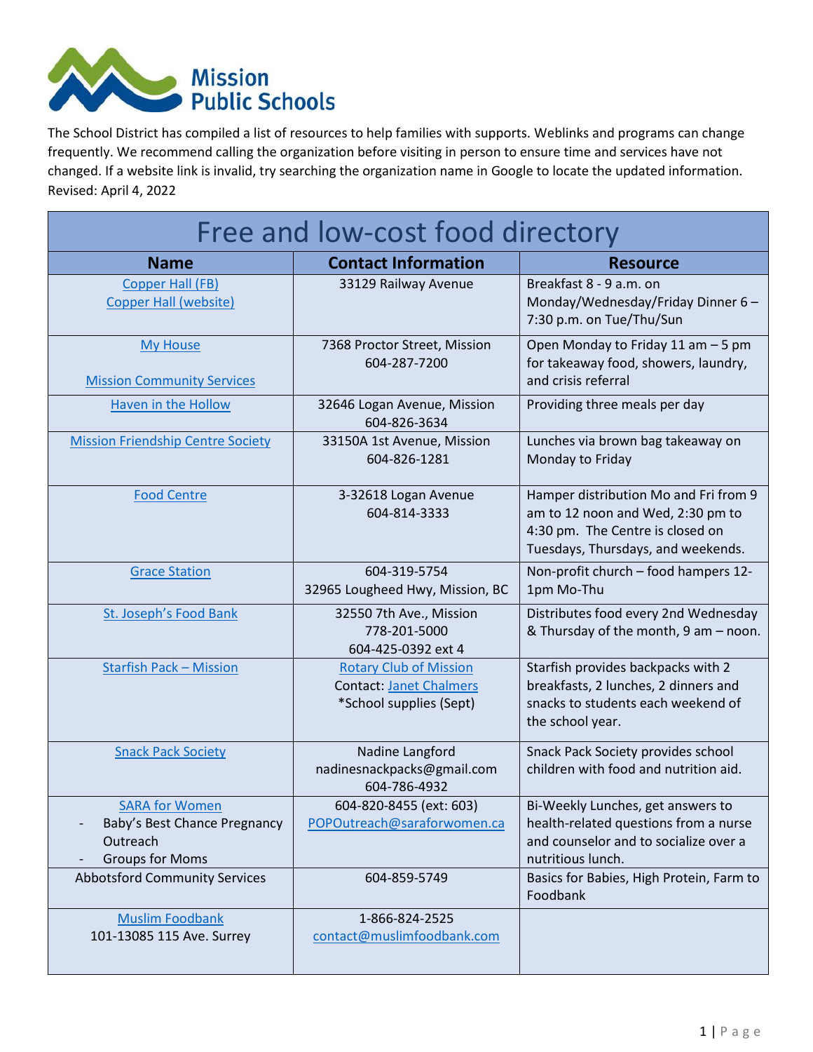Mission Public Schools

The School District has compiled a list of resources to help families with supports. Weblinks and programs can change frequently. We recommend calling the organization before visiting in person to ensure time and services have not changed. If a website link is invalid, try searching the organization name in Google to locate the updated information. Revised: April 4, 2022

## Free and low-cost food directory

| Name | Contact Information | Resource |
|---|---|---|
| Copper Hall (FB)<br>Copper Hall (website) | 33129 Railway Avenue | Breakfast 8 - 9 a.m. on Monday/Wednesday/Friday Dinner 6 – 7:30 p.m. on Tue/Thu/Sun |
| My House<br><br>Mission Community Services | 7368 Proctor Street, Mission<br>604-287-7200 | Open Monday to Friday 11 am – 5 pm for takeaway food, showers, laundry, and crisis referral |
| Haven in the Hollow | 32646 Logan Avenue, Mission<br>604-826-3634 | Providing three meals per day |
| Mission Friendship Centre Society | 33150A 1st Avenue, Mission<br>604-826-1281 | Lunches via brown bag takeaway on Monday to Friday |
| Food Centre | 3-32618 Logan Avenue<br>604-814-3333 | Hamper distribution Mo and Fri from 9 am to 12 noon and Wed, 2:30 pm to 4:30 pm. The Centre is closed on Tuesdays, Thursdays, and weekends. |
| Grace Station | 604-319-5754<br>32965 Lougheed Hwy, Mission, BC | Non-profit church – food hampers 12-1pm Mo-Thu |
| St. Joseph's Food Bank | 32550 7th Ave., Mission<br>778-201-5000<br>604-425-0392 ext 4 | Distributes food every 2nd Wednesday & Thursday of the month, 9 am – noon. |
| Starfish Pack – Mission | Rotary Club of Mission<br>Contact: Janet Chalmers<br>*School supplies (Sept) | Starfish provides backpacks with 2 breakfasts, 2 lunches, 2 dinners and snacks to students each weekend of the school year. |
| Snack Pack Society | Nadine Langford<br>nadinesnackpacks@gmail.com<br>604-786-4932 | Snack Pack Society provides school children with food and nutrition aid. |
| SARA for Women<br>- Baby's Best Chance Pregnancy Outreach<br>- Groups for Moms | 604-820-8455 (ext: 603)<br>POPOutreach@saraforwomen.ca | Bi-Weekly Lunches, get answers to health-related questions from a nurse and counselor and to socialize over a nutritious lunch. |
| Abbotsford Community Services | 604-859-5749 | Basics for Babies, High Protein, Farm to Foodbank |
| Muslim Foodbank<br>101-13085 115 Ave. Surrey | 1-866-824-2525<br>contact@muslimfoodbank.com | |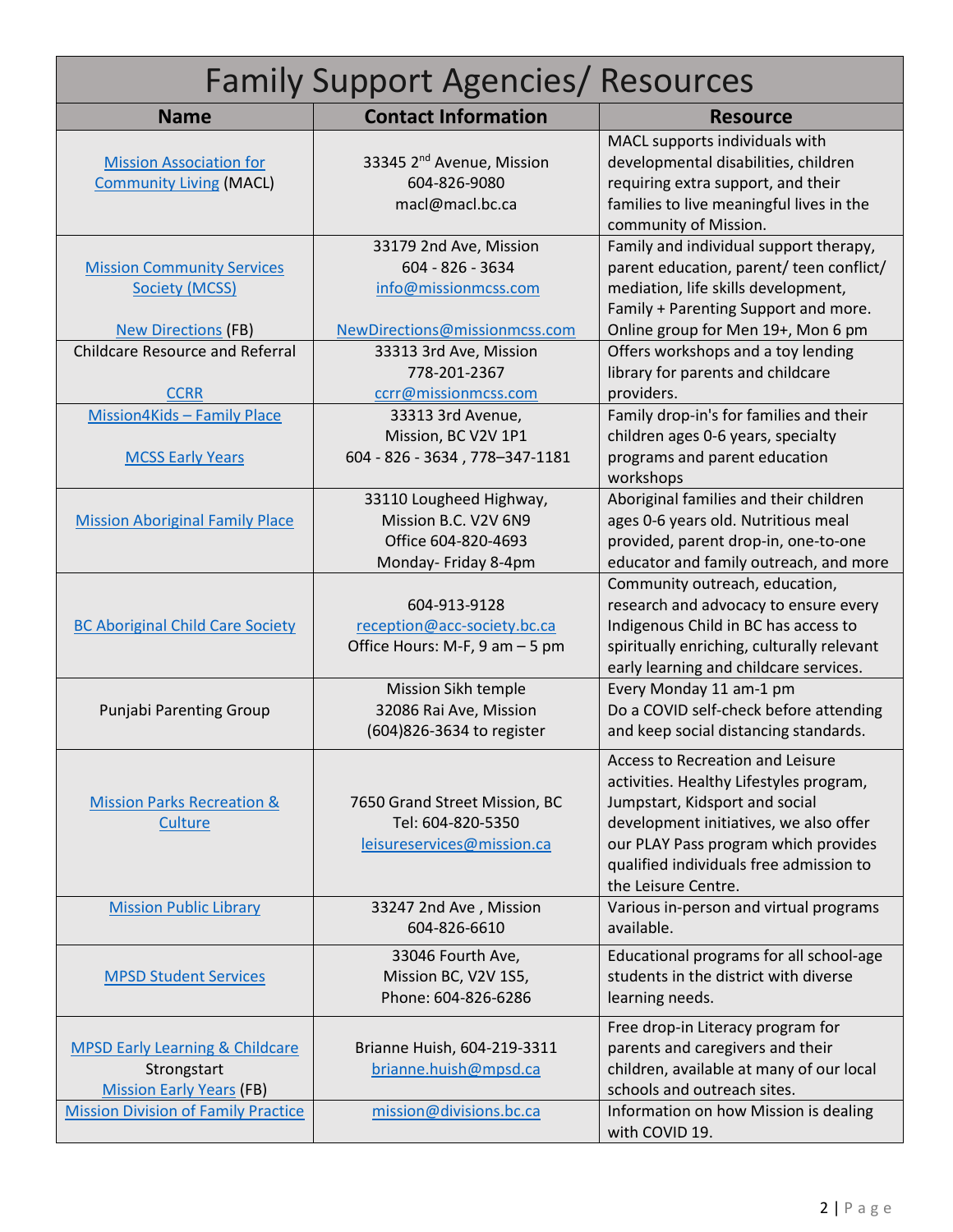# Family Support Agencies/ Resources

| Name | Contact Information | Resource |
|---|---|---|
| Mission Association for Community Living (MACL) | 33345 2nd Avenue, Mission<br>604-826-9080<br>macl@macl.bc.ca | MACL supports individuals with developmental disabilities, children requiring extra support, and their families to live meaningful lives in the community of Mission. |
| Mission Community Services Society (MCSS)<br><br>New Directions (FB) | 33179 2nd Ave, Mission<br>604 - 826 - 3634<br>info@missionmcss.com<br><br>NewDirections@missionmcss.com | Family and individual support therapy, parent education, parent/ teen conflict/ mediation, life skills development, Family + Parenting Support and more.<br>Online group for Men 19+, Mon 6 pm |
| Childcare Resource and Referral<br><br>CCRR | 33313 3rd Ave, Mission<br>778-201-2367<br>ccrr@missionmcss.com | Offers workshops and a toy lending library for parents and childcare providers. |
| Mission4Kids – Family Place<br><br>MCSS Early Years | 33313 3rd Avenue,<br>Mission, BC V2V 1P1<br>604 - 826 - 3634 , 778–347-1181 | Family drop-in's for families and their children ages 0-6 years, specialty programs and parent education workshops |
| Mission Aboriginal Family Place | 33110 Lougheed Highway,<br>Mission B.C. V2V 6N9<br>Office 604-820-4693<br>Monday- Friday 8-4pm | Aboriginal families and their children ages 0-6 years old. Nutritious meal provided, parent drop-in, one-to-one educator and family outreach, and more |
| BC Aboriginal Child Care Society | 604-913-9128<br>reception@acc-society.bc.ca<br>Office Hours: M-F, 9 am – 5 pm | Community outreach, education, research and advocacy to ensure every Indigenous Child in BC has access to spiritually enriching, culturally relevant early learning and childcare services. |
| Punjabi Parenting Group | Mission Sikh temple<br>32086 Rai Ave, Mission<br>(604)826-3634 to register | Every Monday 11 am-1 pm<br>Do a COVID self-check before attending and keep social distancing standards. |
| Mission Parks Recreation & Culture | 7650 Grand Street Mission, BC<br>Tel: 604-820-5350<br>leisureservices@mission.ca | Access to Recreation and Leisure activities. Healthy Lifestyles program, Jumpstart, Kidsport and social development initiatives, we also offer our PLAY Pass program which provides qualified individuals free admission to the Leisure Centre. |
| Mission Public Library | 33247 2nd Ave , Mission<br>604-826-6610 | Various in-person and virtual programs available. |
| MPSD Student Services | 33046 Fourth Ave,<br>Mission BC, V2V 1S5,<br>Phone: 604-826-6286 | Educational programs for all school-age students in the district with diverse learning needs. |
| MPSD Early Learning & Childcare<br>Strongstart<br>Mission Early Years (FB) | Brianne Huish, 604-219-3311<br>brianne.huish@mpsd.ca | Free drop-in Literacy program for parents and caregivers and their children, available at many of our local schools and outreach sites. |
| Mission Division of Family Practice | mission@divisions.bc.ca | Information on how Mission is dealing with COVID 19. |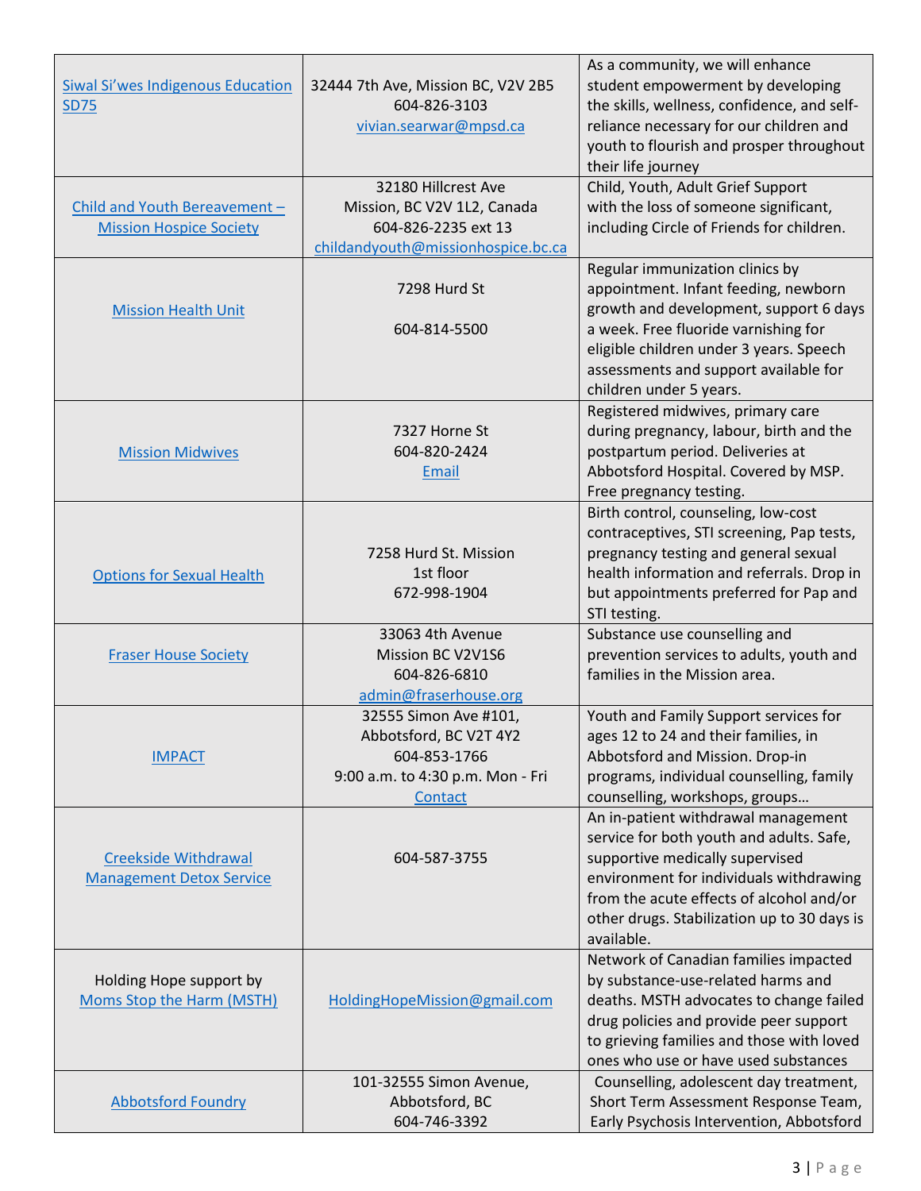| | | |
|---|---|---|
| Siwal Si'wes Indigenous Education SD75 | 32444 7th Ave, Mission BC, V2V 2B5<br>604-826-3103<br>vivian.searwar@mpsd.ca | As a community, we will enhance student empowerment by developing the skills, wellness, confidence, and self-reliance necessary for our children and youth to flourish and prosper throughout their life journey |
| Child and Youth Bereavement – Mission Hospice Society | 32180 Hillcrest Ave<br>Mission, BC V2V 1L2, Canada<br>604-826-2235 ext 13<br>childandyouth@missionhospice.bc.ca | Child, Youth, Adult Grief Support with the loss of someone significant, including Circle of Friends for children. |
| Mission Health Unit | 7298 Hurd St<br><br>604-814-5500 | Regular immunization clinics by appointment. Infant feeding, newborn growth and development, support 6 days a week. Free fluoride varnishing for eligible children under 3 years. Speech assessments and support available for children under 5 years. |
| Mission Midwives | 7327 Horne St<br>604-820-2424<br>Email | Registered midwives, primary care during pregnancy, labour, birth and the postpartum period. Deliveries at Abbotsford Hospital. Covered by MSP. Free pregnancy testing. |
| Options for Sexual Health | 7258 Hurd St. Mission<br>1st floor<br>672-998-1904 | Birth control, counseling, low-cost contraceptives, STI screening, Pap tests, pregnancy testing and general sexual health information and referrals. Drop in but appointments preferred for Pap and STI testing. |
| Fraser House Society | 33063 4th Avenue<br>Mission BC V2V1S6<br>604-826-6810<br>admin@fraserhouse.org | Substance use counselling and prevention services to adults, youth and families in the Mission area. |
| IMPACT | 32555 Simon Ave #101,<br>Abbotsford, BC V2T 4Y2<br>604-853-1766<br>9:00 a.m. to 4:30 p.m. Mon - Fri<br>Contact | Youth and Family Support services for ages 12 to 24 and their families, in Abbotsford and Mission. Drop-in programs, individual counselling, family counselling, workshops, groups… |
| Creekside Withdrawal Management Detox Service | 604-587-3755 | An in-patient withdrawal management service for both youth and adults. Safe, supportive medically supervised environment for individuals withdrawing from the acute effects of alcohol and/or other drugs. Stabilization up to 30 days is available. |
| Holding Hope support by Moms Stop the Harm (MSTH) | HoldingHopeMission@gmail.com | Network of Canadian families impacted by substance-use-related harms and deaths. MSTH advocates to change failed drug policies and provide peer support to grieving families and those with loved ones who use or have used substances |
| Abbotsford Foundry | 101-32555 Simon Avenue,<br>Abbotsford, BC<br>604-746-3392 | Counselling, adolescent day treatment, Short Term Assessment Response Team, Early Psychosis Intervention, Abbotsford |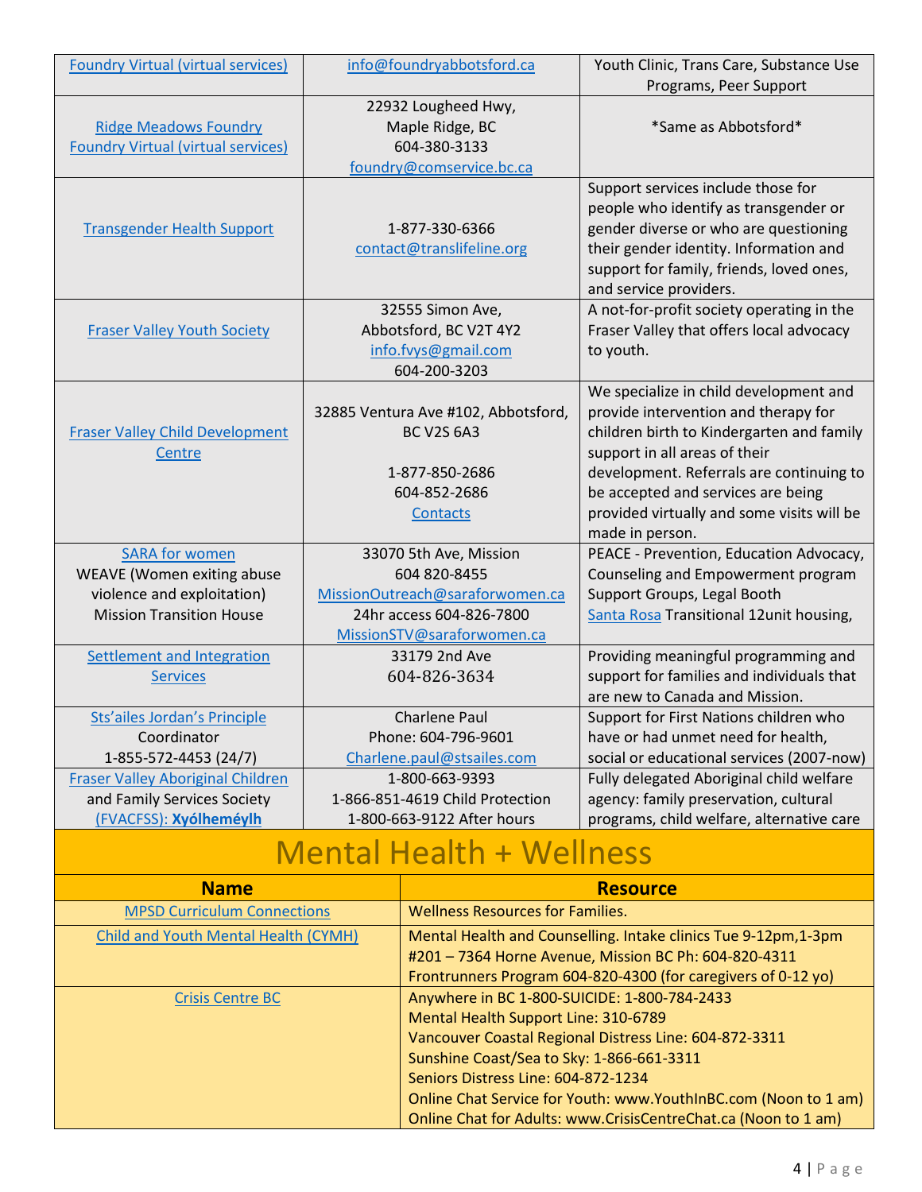| | | |
|---|---|---|
| Foundry Virtual (virtual services) | info@foundryabbotsford.ca | Youth Clinic, Trans Care, Substance Use Programs, Peer Support |
| Ridge Meadows Foundry<br>Foundry Virtual (virtual services) | 22932 Lougheed Hwy,<br>Maple Ridge, BC<br>604-380-3133<br>foundry@comservice.bc.ca | *Same as Abbotsford* |
| Transgender Health Support | 1-877-330-6366<br>contact@translifeline.org | Support services include those for people who identify as transgender or gender diverse or who are questioning their gender identity. Information and support for family, friends, loved ones, and service providers. |
| Fraser Valley Youth Society | 32555 Simon Ave,<br>Abbotsford, BC V2T 4Y2<br>info.fvys@gmail.com<br>604-200-3203 | A not-for-profit society operating in the Fraser Valley that offers local advocacy to youth. |
| Fraser Valley Child Development Centre | 32885 Ventura Ave #102, Abbotsford, BC V2S 6A3<br><br>1-877-850-2686<br>604-852-2686<br>Contacts | We specialize in child development and provide intervention and therapy for children birth to Kindergarten and family support in all areas of their development. Referrals are continuing to be accepted and services are being provided virtually and some visits will be made in person. |
| SARA for women<br>WEAVE (Women exiting abuse violence and exploitation)<br>Mission Transition House | 33070 5th Ave, Mission<br>604 820-8455<br>MissionOutreach@saraforwomen.ca<br>24hr access 604-826-7800<br>MissionSTV@saraforwomen.ca | PEACE - Prevention, Education Advocacy, Counseling and Empowerment program<br>Support Groups, Legal Booth<br>Santa Rosa Transitional 12unit housing, |
| Settlement and Integration Services | 33179 2nd Ave<br>604-826-3634 | Providing meaningful programming and support for families and individuals that are new to Canada and Mission. |
| Sts'ailes Jordan's Principle<br>Coordinator<br>1-855-572-4453 (24/7) | Charlene Paul<br>Phone: 604-796-9601<br>Charlene.paul@stsailes.com | Support for First Nations children who have or had unmet need for health, social or educational services (2007-now) |
| Fraser Valley Aboriginal Children and Family Services Society (FVACFSS): **Xyólheméylh** | 1-800-663-9393<br>1-866-851-4619 Child Protection<br>1-800-663-9122 After hours | Fully delegated Aboriginal child welfare agency: family preservation, cultural programs, child welfare, alternative care |

# Mental Health + Wellness

| Name | Resource |
|---|---|
| MPSD Curriculum Connections | Wellness Resources for Families. |
| Child and Youth Mental Health (CYMH) | Mental Health and Counselling. Intake clinics Tue 9-12pm,1-3pm<br>#201 – 7364 Horne Avenue, Mission BC Ph: 604-820-4311<br>Frontrunners Program 604-820-4300 (for caregivers of 0-12 yo) |
| Crisis Centre BC | Anywhere in BC 1-800-SUICIDE: 1-800-784-2433<br>Mental Health Support Line: 310-6789<br>Vancouver Coastal Regional Distress Line: 604-872-3311<br>Sunshine Coast/Sea to Sky: 1-866-661-3311<br>Seniors Distress Line: 604-872-1234<br>Online Chat Service for Youth: www.YouthInBC.com (Noon to 1 am)<br>Online Chat for Adults: www.CrisisCentreChat.ca (Noon to 1 am) |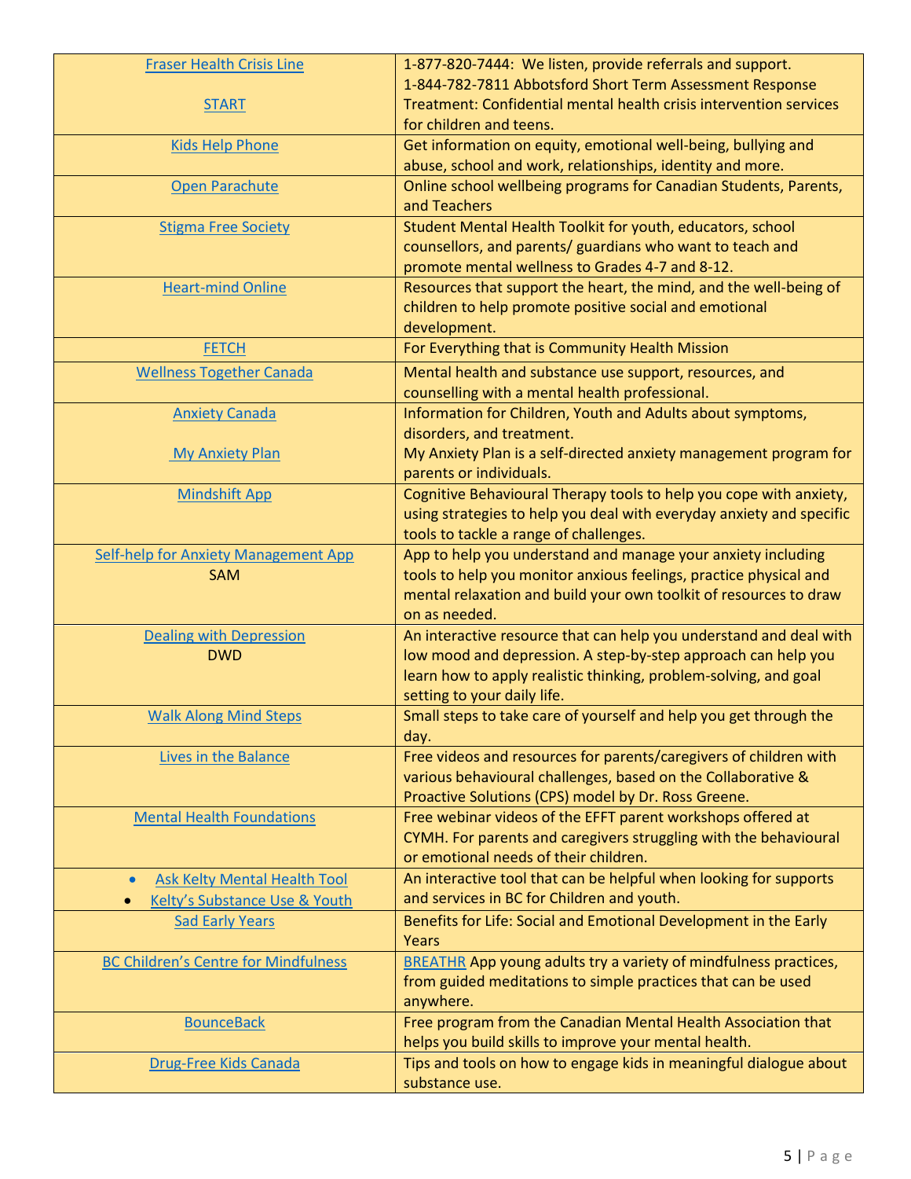| | |
|---|---|
| Fraser Health Crisis Line<br><br>START | 1-877-820-7444: We listen, provide referrals and support.<br>1-844-782-7811 Abbotsford Short Term Assessment Response Treatment: Confidential mental health crisis intervention services for children and teens. |
| Kids Help Phone | Get information on equity, emotional well-being, bullying and abuse, school and work, relationships, identity and more. |
| Open Parachute | Online school wellbeing programs for Canadian Students, Parents, and Teachers |
| Stigma Free Society | Student Mental Health Toolkit for youth, educators, school counsellors, and parents/ guardians who want to teach and promote mental wellness to Grades 4-7 and 8-12. |
| Heart-mind Online | Resources that support the heart, the mind, and the well-being of children to help promote positive social and emotional development. |
| FETCH | For Everything that is Community Health Mission |
| Wellness Together Canada | Mental health and substance use support, resources, and counselling with a mental health professional. |
| Anxiety Canada<br><br>My Anxiety Plan | Information for Children, Youth and Adults about symptoms, disorders, and treatment.<br>My Anxiety Plan is a self-directed anxiety management program for parents or individuals. |
| Mindshift App | Cognitive Behavioural Therapy tools to help you cope with anxiety, using strategies to help you deal with everyday anxiety and specific tools to tackle a range of challenges. |
| Self-help for Anxiety Management App<br>SAM | App to help you understand and manage your anxiety including tools to help you monitor anxious feelings, practice physical and mental relaxation and build your own toolkit of resources to draw on as needed. |
| Dealing with Depression<br>DWD | An interactive resource that can help you understand and deal with low mood and depression. A step-by-step approach can help you learn how to apply realistic thinking, problem-solving, and goal setting to your daily life. |
| Walk Along Mind Steps | Small steps to take care of yourself and help you get through the day. |
| Lives in the Balance | Free videos and resources for parents/caregivers of children with various behavioural challenges, based on the Collaborative & Proactive Solutions (CPS) model by Dr. Ross Greene. |
| Mental Health Foundations | Free webinar videos of the EFFT parent workshops offered at CYMH. For parents and caregivers struggling with the behavioural or emotional needs of their children. |
| • Ask Kelty Mental Health Tool<br>• Kelty's Substance Use & Youth | An interactive tool that can be helpful when looking for supports and services in BC for Children and youth. |
| Sad Early Years | Benefits for Life: Social and Emotional Development in the Early Years |
| BC Children's Centre for Mindfulness | BREATHR App young adults try a variety of mindfulness practices, from guided meditations to simple practices that can be used anywhere. |
| BounceBack | Free program from the Canadian Mental Health Association that helps you build skills to improve your mental health. |
| Drug-Free Kids Canada | Tips and tools on how to engage kids in meaningful dialogue about substance use. |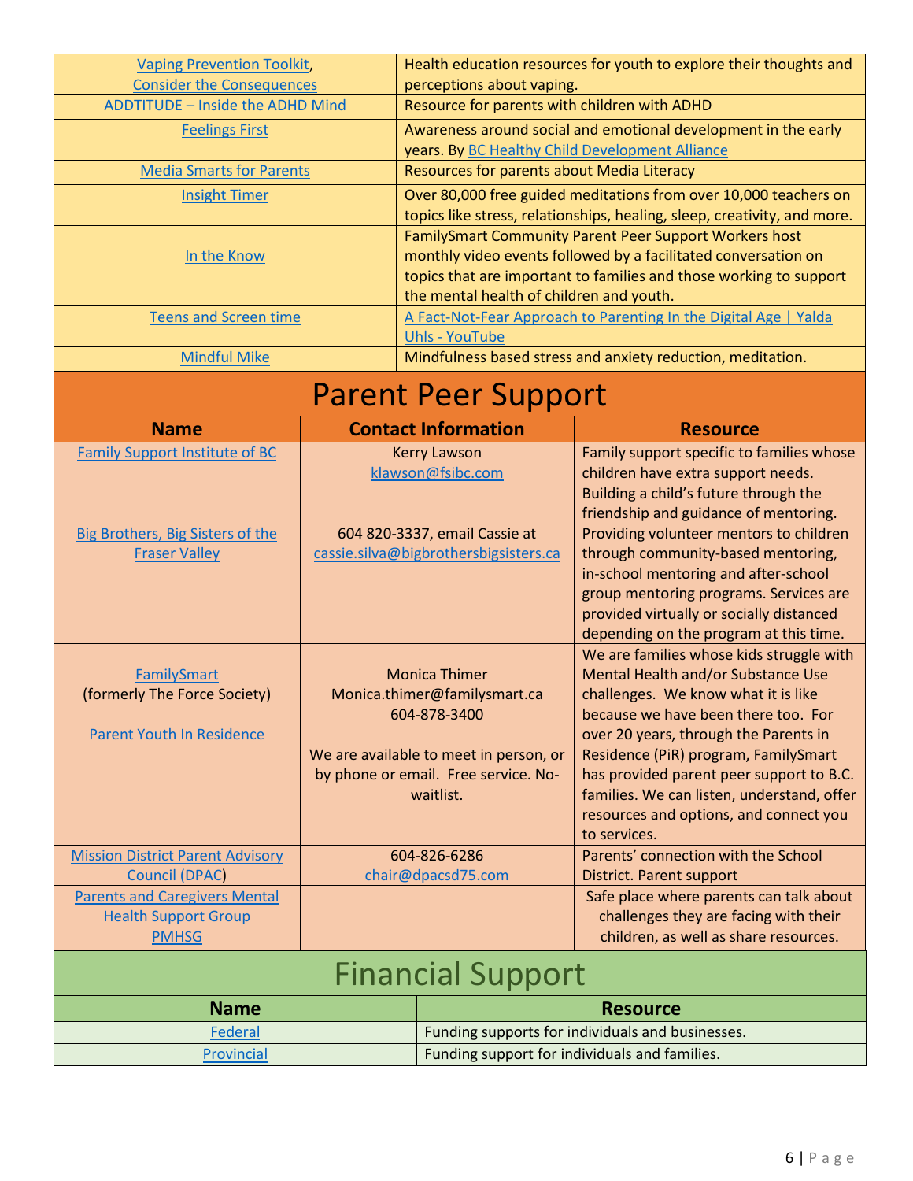| | |
|---|---|
| Vaping Prevention Toolkit, Consider the Consequences | Health education resources for youth to explore their thoughts and perceptions about vaping. |
| ADDTITUDE – Inside the ADHD Mind | Resource for parents with children with ADHD |
| Feelings First | Awareness around social and emotional development in the early years. By BC Healthy Child Development Alliance |
| Media Smarts for Parents | Resources for parents about Media Literacy |
| Insight Timer | Over 80,000 free guided meditations from over 10,000 teachers on topics like stress, relationships, healing, sleep, creativity, and more. |
| In the Know | FamilySmart Community Parent Peer Support Workers host monthly video events followed by a facilitated conversation on topics that are important to families and those working to support the mental health of children and youth. |
| Teens and Screen time | A Fact-Not-Fear Approach to Parenting In the Digital Age \| Yalda Uhls - YouTube |
| Mindful Mike | Mindfulness based stress and anxiety reduction, meditation. |

# Parent Peer Support

| Name | Contact Information | Resource |
|---|---|---|
| Family Support Institute of BC | Kerry Lawson klawson@fsibc.com | Family support specific to families whose children have extra support needs. |
| Big Brothers, Big Sisters of the Fraser Valley | 604 820-3337, email Cassie at cassie.silva@bigbrothersbigsisters.ca | Building a child's future through the friendship and guidance of mentoring. Providing volunteer mentors to children through community-based mentoring, in-school mentoring and after-school group mentoring programs. Services are provided virtually or socially distanced depending on the program at this time. |
| FamilySmart (formerly The Force Society) Parent Youth In Residence | Monica Thimer Monica.thimer@familysmart.ca 604-878-3400 We are available to meet in person, or by phone or email. Free service. No-waitlist. | We are families whose kids struggle with Mental Health and/or Substance Use challenges. We know what it is like because we have been there too. For over 20 years, through the Parents in Residence (PiR) program, FamilySmart has provided parent peer support to B.C. families. We can listen, understand, offer resources and options, and connect you to services. |
| Mission District Parent Advisory Council (DPAC) | 604-826-6286 chair@dpacsd75.com | Parents' connection with the School District. Parent support |
| Parents and Caregivers Mental Health Support Group PMHSG | | Safe place where parents can talk about challenges they are facing with their children, as well as share resources. |

# Financial Support

| Name | Resource |
|---|---|
| Federal | Funding supports for individuals and businesses. |
| Provincial | Funding support for individuals and families. |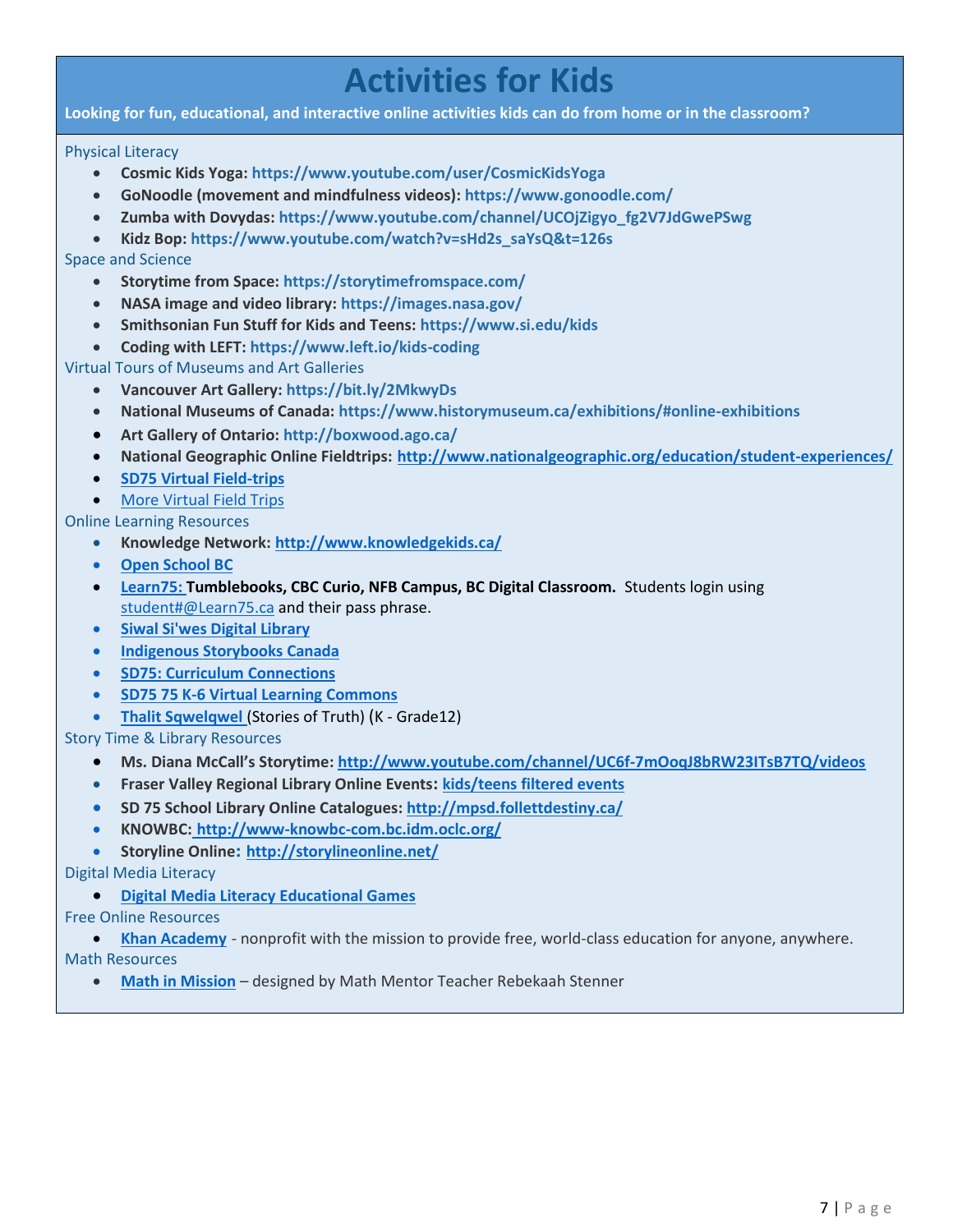# Activities for Kids

**Looking for fun, educational, and interactive online activities kids can do from home or in the classroom?**

## Physical Literacy

- **Cosmic Kids Yoga: https://www.youtube.com/user/CosmicKidsYoga**
- **GoNoodle (movement and mindfulness videos): https://www.gonoodle.com/**
- **Zumba with Dovydas: https://www.youtube.com/channel/UCOjZigyo_fg2V7JdGwePSwg**
- **Kidz Bop: https://www.youtube.com/watch?v=sHd2s_saYsQ&t=126s**

## Space and Science

- **Storytime from Space: https://storytimefromspace.com/**
- **NASA image and video library: https://images.nasa.gov/**
- **Smithsonian Fun Stuff for Kids and Teens: https://www.si.edu/kids**
- **Coding with LEFT: https://www.left.io/kids-coding**

## Virtual Tours of Museums and Art Galleries

- **Vancouver Art Gallery: https://bit.ly/2MkwyDs**
- **National Museums of Canada: https://www.historymuseum.ca/exhibitions/#online-exhibitions**
- **Art Gallery of Ontario: http://boxwood.ago.ca/**
- **National Geographic Online Fieldtrips: http://www.nationalgeographic.org/education/student-experiences/**
- **SD75 Virtual Field-trips**
- More Virtual Field Trips

## Online Learning Resources

- **Knowledge Network: http://www.knowledgekids.ca/**
- **Open School BC**
- **Learn75: Tumblebooks, CBC Curio, NFB Campus, BC Digital Classroom.** Students login using student#@Learn75.ca and their pass phrase.
- **Siwal Si'wes Digital Library**
- **Indigenous Storybooks Canada**
- **SD75: Curriculum Connections**
- **SD75 75 K-6 Virtual Learning Commons**
- **Thalit Sqwelqwel** (Stories of Truth) (K - Grade12)

## Story Time & Library Resources

- **Ms. Diana McCall's Storytime: http://www.youtube.com/channel/UC6f-7mOoqJ8bRW23ITsB7TQ/videos**
- **Fraser Valley Regional Library Online Events: kids/teens filtered events**
- **SD 75 School Library Online Catalogues: http://mpsd.follettdestiny.ca/**
- **KNOWBC: http://www-knowbc-com.bc.idm.oclc.org/**
- **Storyline Online: http://storylineonline.net/**

## Digital Media Literacy

- **Digital Media Literacy Educational Games**

## Free Online Resources

- **Khan Academy** - nonprofit with the mission to provide free, world-class education for anyone, anywhere.

## Math Resources

- **Math in Mission** – designed by Math Mentor Teacher Rebekaah Stenner